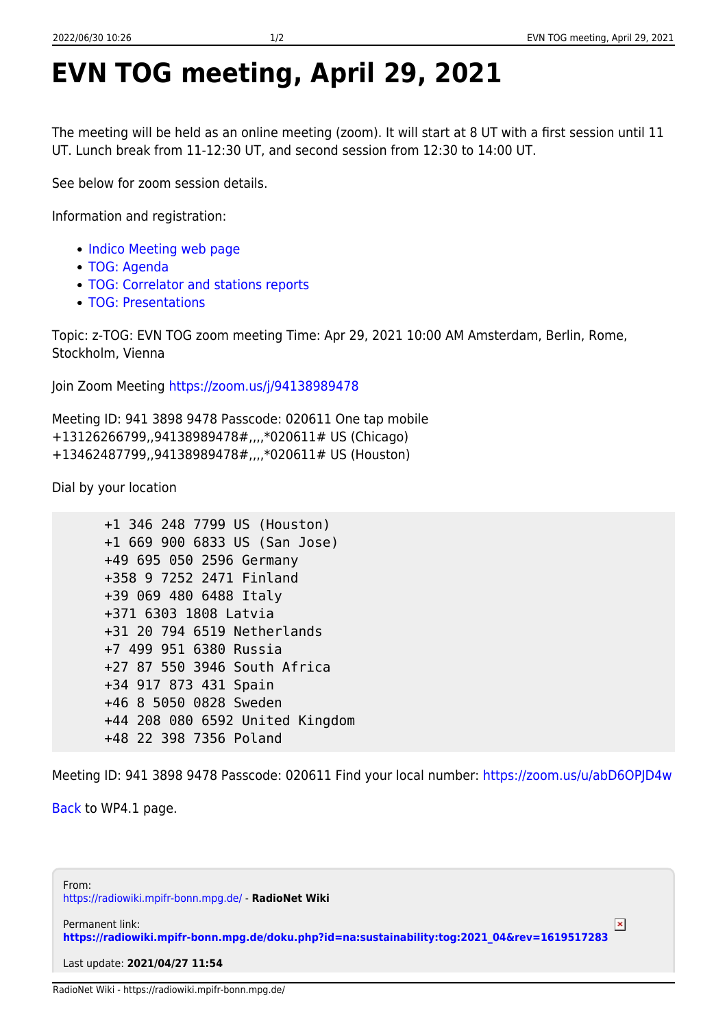# EVN TOG meeting, April 29, 2021

The meeting will be held as an online meeting (zoom). It will start at 8 UT with a first session until 11 UT. Lunch break from 11-12:30 UT, and second session from 12:30 to 14:00 UT.

See below for zoom session details.

Information and registration:

- Indico Meeting web page
- TOG: Agenda
- TOG: Correlator and stations reports
- TOG: Presentations

Topic: z-TOG: EVN TOG zoom meeting Time: Apr 29, 2021 10:00 AM Amsterdam, Berlin, Rome, Stockholm, Vienna

Join Zoom Meeting https://zoom.us/j/94138989478

Meeting ID: 941 3898 9478 Passcode: 020611 One tap mobile +13126266799,,94138989478#,,,,*020611# US (Chicago) +13462487799,,94138989478#,,,,*020611# US (Houston)

Dial by your location

```
+1 346 248 7799 US (Houston)
+1 669 900 6833 US (San Jose)
+49 695 050 2596 Germany
+358 9 7252 2471 Finland
+39 069 480 6488 Italy
+371 6303 1808 Latvia
+31 20 794 6519 Netherlands
+7 499 951 6380 Russia
+27 87 550 3946 South Africa
+34 917 873 431 Spain
+46 8 5050 0828 Sweden
+44 208 080 6592 United Kingdom
+48 22 398 7356 Poland
```

Meeting ID: 941 3898 9478 Passcode: 020611 Find your local number: https://zoom.us/u/abD6OPJD4w

Back to WP4.1 page.

From:
https://radiowiki.mpifr-bonn.mpg.de/ - **RadioNet Wiki**

Permanent link:
**https://radiowiki.mpifr-bonn.mpg.de/doku.php?id=na:sustainability:tog:2021_04&rev=1619517283**

Last update: **2021/04/27 11:54**